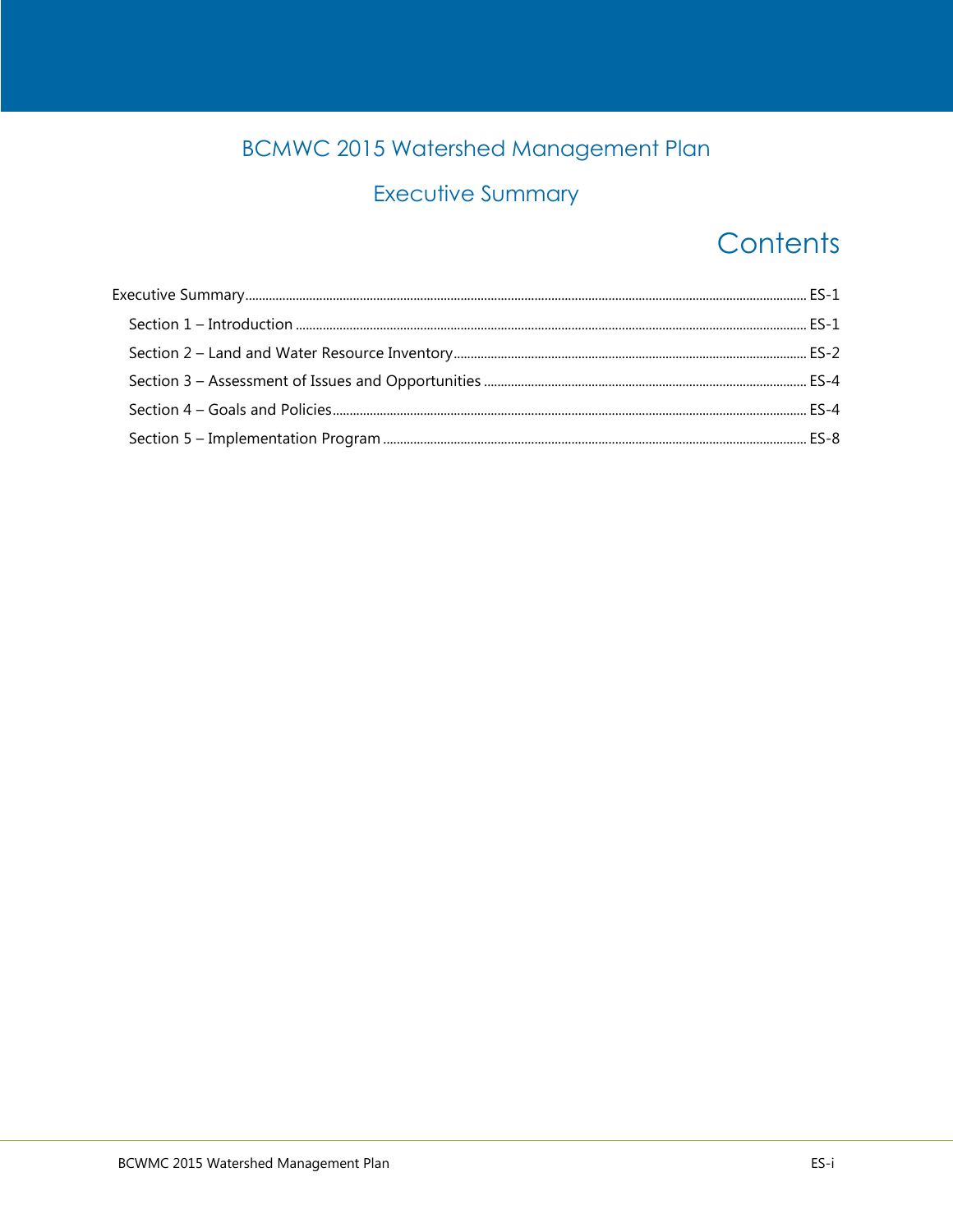# BCMWC 2015 Watershed Management Plan

## Executive Summary

## Contents

Executive Summary ........................................................................................ ES-1

- Section 1 – Introduction ........................................................................................ ES-1
- Section 2 – Land and Water Resource Inventory ........................................................................................ ES-2
- Section 3 – Assessment of Issues and Opportunities ........................................................................................ ES-4
- Section 4 – Goals and Policies ........................................................................................ ES-4
- Section 5 – Implementation Program ........................................................................................ ES-8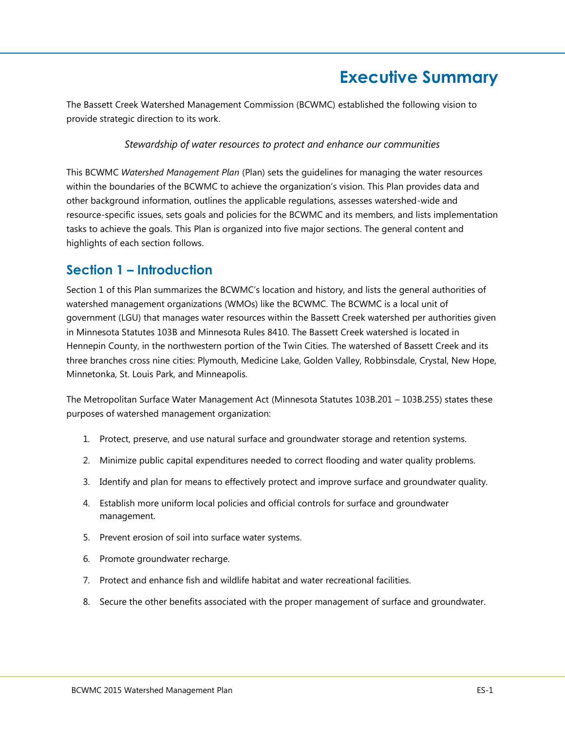# Executive Summary

The Bassett Creek Watershed Management Commission (BCWMC) established the following vision to provide strategic direction to its work.

*Stewardship of water resources to protect and enhance our communities*

This BCWMC *Watershed Management Plan* (Plan) sets the guidelines for managing the water resources within the boundaries of the BCWMC to achieve the organization's vision. This Plan provides data and other background information, outlines the applicable regulations, assesses watershed-wide and resource-specific issues, sets goals and policies for the BCWMC and its members, and lists implementation tasks to achieve the goals. This Plan is organized into five major sections. The general content and highlights of each section follows.

## Section 1 – Introduction

Section 1 of this Plan summarizes the BCWMC's location and history, and lists the general authorities of watershed management organizations (WMOs) like the BCWMC. The BCWMC is a local unit of government (LGU) that manages water resources within the Bassett Creek watershed per authorities given in Minnesota Statutes 103B and Minnesota Rules 8410. The Bassett Creek watershed is located in Hennepin County, in the northwestern portion of the Twin Cities. The watershed of Bassett Creek and its three branches cross nine cities: Plymouth, Medicine Lake, Golden Valley, Robbinsdale, Crystal, New Hope, Minnetonka, St. Louis Park, and Minneapolis.

The Metropolitan Surface Water Management Act (Minnesota Statutes 103B.201 – 103B.255) states these purposes of watershed management organization:

1. Protect, preserve, and use natural surface and groundwater storage and retention systems.
2. Minimize public capital expenditures needed to correct flooding and water quality problems.
3. Identify and plan for means to effectively protect and improve surface and groundwater quality.
4. Establish more uniform local policies and official controls for surface and groundwater management.
5. Prevent erosion of soil into surface water systems.
6. Promote groundwater recharge.
7. Protect and enhance fish and wildlife habitat and water recreational facilities.
8. Secure the other benefits associated with the proper management of surface and groundwater.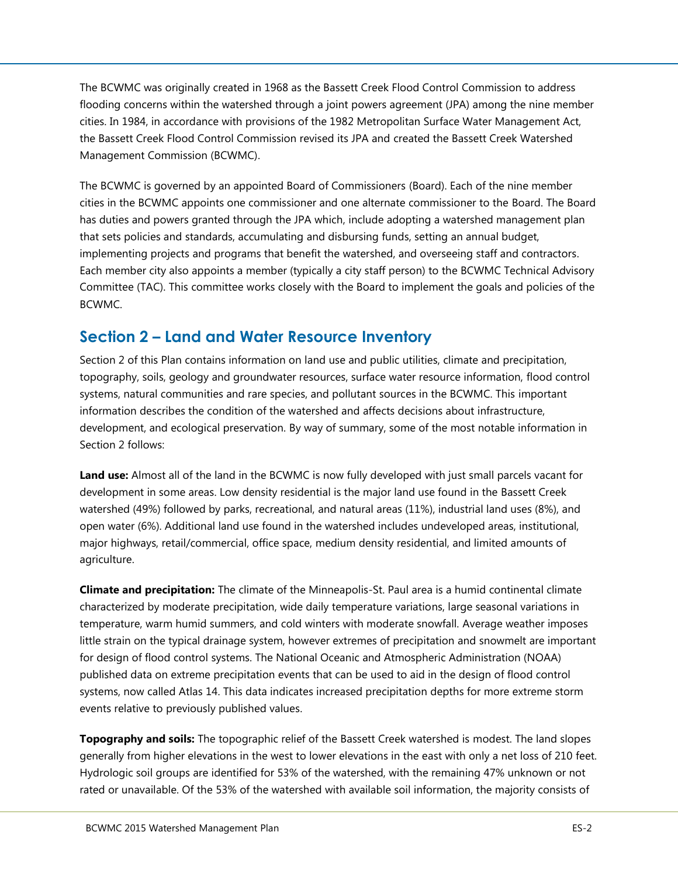The BCWMC was originally created in 1968 as the Bassett Creek Flood Control Commission to address flooding concerns within the watershed through a joint powers agreement (JPA) among the nine member cities. In 1984, in accordance with provisions of the 1982 Metropolitan Surface Water Management Act, the Bassett Creek Flood Control Commission revised its JPA and created the Bassett Creek Watershed Management Commission (BCWMC).

The BCWMC is governed by an appointed Board of Commissioners (Board). Each of the nine member cities in the BCWMC appoints one commissioner and one alternate commissioner to the Board. The Board has duties and powers granted through the JPA which, include adopting a watershed management plan that sets policies and standards, accumulating and disbursing funds, setting an annual budget, implementing projects and programs that benefit the watershed, and overseeing staff and contractors. Each member city also appoints a member (typically a city staff person) to the BCWMC Technical Advisory Committee (TAC). This committee works closely with the Board to implement the goals and policies of the BCWMC.

## Section 2 – Land and Water Resource Inventory

Section 2 of this Plan contains information on land use and public utilities, climate and precipitation, topography, soils, geology and groundwater resources, surface water resource information, flood control systems, natural communities and rare species, and pollutant sources in the BCWMC. This important information describes the condition of the watershed and affects decisions about infrastructure, development, and ecological preservation. By way of summary, some of the most notable information in Section 2 follows:

**Land use:** Almost all of the land in the BCWMC is now fully developed with just small parcels vacant for development in some areas. Low density residential is the major land use found in the Bassett Creek watershed (49%) followed by parks, recreational, and natural areas (11%), industrial land uses (8%), and open water (6%). Additional land use found in the watershed includes undeveloped areas, institutional, major highways, retail/commercial, office space, medium density residential, and limited amounts of agriculture.

**Climate and precipitation:** The climate of the Minneapolis-St. Paul area is a humid continental climate characterized by moderate precipitation, wide daily temperature variations, large seasonal variations in temperature, warm humid summers, and cold winters with moderate snowfall. Average weather imposes little strain on the typical drainage system, however extremes of precipitation and snowmelt are important for design of flood control systems. The National Oceanic and Atmospheric Administration (NOAA) published data on extreme precipitation events that can be used to aid in the design of flood control systems, now called Atlas 14. This data indicates increased precipitation depths for more extreme storm events relative to previously published values.

**Topography and soils:** The topographic relief of the Bassett Creek watershed is modest. The land slopes generally from higher elevations in the west to lower elevations in the east with only a net loss of 210 feet. Hydrologic soil groups are identified for 53% of the watershed, with the remaining 47% unknown or not rated or unavailable. Of the 53% of the watershed with available soil information, the majority consists of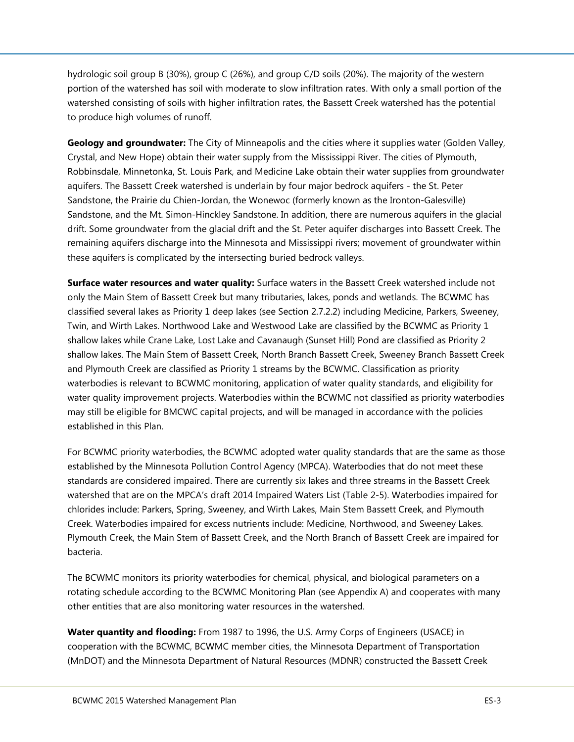hydrologic soil group B (30%), group C (26%), and group C/D soils (20%). The majority of the western portion of the watershed has soil with moderate to slow infiltration rates. With only a small portion of the watershed consisting of soils with higher infiltration rates, the Bassett Creek watershed has the potential to produce high volumes of runoff.

**Geology and groundwater:** The City of Minneapolis and the cities where it supplies water (Golden Valley, Crystal, and New Hope) obtain their water supply from the Mississippi River. The cities of Plymouth, Robbinsdale, Minnetonka, St. Louis Park, and Medicine Lake obtain their water supplies from groundwater aquifers. The Bassett Creek watershed is underlain by four major bedrock aquifers - the St. Peter Sandstone, the Prairie du Chien-Jordan, the Wonewoc (formerly known as the Ironton-Galesville) Sandstone, and the Mt. Simon-Hinckley Sandstone. In addition, there are numerous aquifers in the glacial drift. Some groundwater from the glacial drift and the St. Peter aquifer discharges into Bassett Creek. The remaining aquifers discharge into the Minnesota and Mississippi rivers; movement of groundwater within these aquifers is complicated by the intersecting buried bedrock valleys.

**Surface water resources and water quality:** Surface waters in the Bassett Creek watershed include not only the Main Stem of Bassett Creek but many tributaries, lakes, ponds and wetlands. The BCWMC has classified several lakes as Priority 1 deep lakes (see Section 2.7.2.2) including Medicine, Parkers, Sweeney, Twin, and Wirth Lakes. Northwood Lake and Westwood Lake are classified by the BCWMC as Priority 1 shallow lakes while Crane Lake, Lost Lake and Cavanaugh (Sunset Hill) Pond are classified as Priority 2 shallow lakes. The Main Stem of Bassett Creek, North Branch Bassett Creek, Sweeney Branch Bassett Creek and Plymouth Creek are classified as Priority 1 streams by the BCWMC. Classification as priority waterbodies is relevant to BCWMC monitoring, application of water quality standards, and eligibility for water quality improvement projects. Waterbodies within the BCWMC not classified as priority waterbodies may still be eligible for BMCWC capital projects, and will be managed in accordance with the policies established in this Plan.

For BCWMC priority waterbodies, the BCWMC adopted water quality standards that are the same as those established by the Minnesota Pollution Control Agency (MPCA). Waterbodies that do not meet these standards are considered impaired. There are currently six lakes and three streams in the Bassett Creek watershed that are on the MPCA's draft 2014 Impaired Waters List (Table 2-5). Waterbodies impaired for chlorides include: Parkers, Spring, Sweeney, and Wirth Lakes, Main Stem Bassett Creek, and Plymouth Creek. Waterbodies impaired for excess nutrients include: Medicine, Northwood, and Sweeney Lakes. Plymouth Creek, the Main Stem of Bassett Creek, and the North Branch of Bassett Creek are impaired for bacteria.

The BCWMC monitors its priority waterbodies for chemical, physical, and biological parameters on a rotating schedule according to the BCWMC Monitoring Plan (see Appendix A) and cooperates with many other entities that are also monitoring water resources in the watershed.

**Water quantity and flooding:** From 1987 to 1996, the U.S. Army Corps of Engineers (USACE) in cooperation with the BCWMC, BCWMC member cities, the Minnesota Department of Transportation (MnDOT) and the Minnesota Department of Natural Resources (MDNR) constructed the Bassett Creek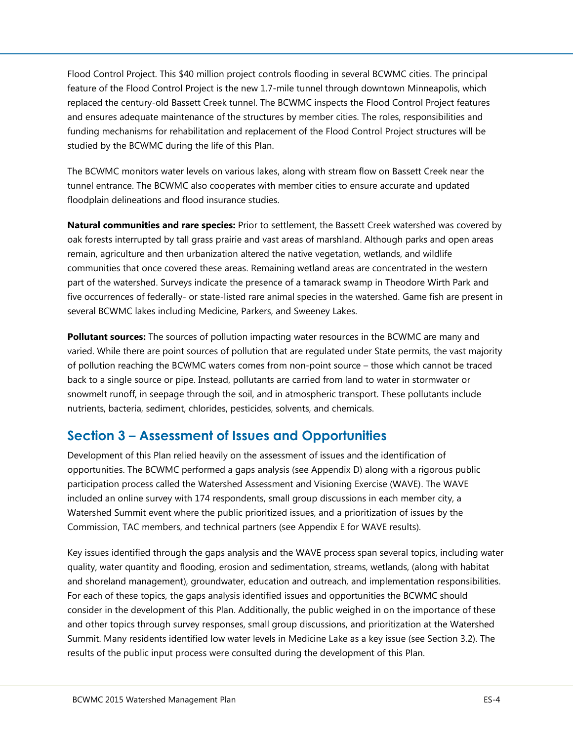Flood Control Project. This $40 million project controls flooding in several BCWMC cities. The principal feature of the Flood Control Project is the new 1.7-mile tunnel through downtown Minneapolis, which replaced the century-old Bassett Creek tunnel. The BCWMC inspects the Flood Control Project features and ensures adequate maintenance of the structures by member cities. The roles, responsibilities and funding mechanisms for rehabilitation and replacement of the Flood Control Project structures will be studied by the BCWMC during the life of this Plan.

The BCWMC monitors water levels on various lakes, along with stream flow on Bassett Creek near the tunnel entrance. The BCWMC also cooperates with member cities to ensure accurate and updated floodplain delineations and flood insurance studies.

**Natural communities and rare species:** Prior to settlement, the Bassett Creek watershed was covered by oak forests interrupted by tall grass prairie and vast areas of marshland. Although parks and open areas remain, agriculture and then urbanization altered the native vegetation, wetlands, and wildlife communities that once covered these areas. Remaining wetland areas are concentrated in the western part of the watershed. Surveys indicate the presence of a tamarack swamp in Theodore Wirth Park and five occurrences of federally- or state-listed rare animal species in the watershed. Game fish are present in several BCWMC lakes including Medicine, Parkers, and Sweeney Lakes.

**Pollutant sources:** The sources of pollution impacting water resources in the BCWMC are many and varied. While there are point sources of pollution that are regulated under State permits, the vast majority of pollution reaching the BCWMC waters comes from non-point source – those which cannot be traced back to a single source or pipe. Instead, pollutants are carried from land to water in stormwater or snowmelt runoff, in seepage through the soil, and in atmospheric transport. These pollutants include nutrients, bacteria, sediment, chlorides, pesticides, solvents, and chemicals.

## Section 3 – Assessment of Issues and Opportunities

Development of this Plan relied heavily on the assessment of issues and the identification of opportunities. The BCWMC performed a gaps analysis (see Appendix D) along with a rigorous public participation process called the Watershed Assessment and Visioning Exercise (WAVE). The WAVE included an online survey with 174 respondents, small group discussions in each member city, a Watershed Summit event where the public prioritized issues, and a prioritization of issues by the Commission, TAC members, and technical partners (see Appendix E for WAVE results).

Key issues identified through the gaps analysis and the WAVE process span several topics, including water quality, water quantity and flooding, erosion and sedimentation, streams, wetlands, (along with habitat and shoreland management), groundwater, education and outreach, and implementation responsibilities. For each of these topics, the gaps analysis identified issues and opportunities the BCWMC should consider in the development of this Plan. Additionally, the public weighed in on the importance of these and other topics through survey responses, small group discussions, and prioritization at the Watershed Summit. Many residents identified low water levels in Medicine Lake as a key issue (see Section 3.2). The results of the public input process were consulted during the development of this Plan.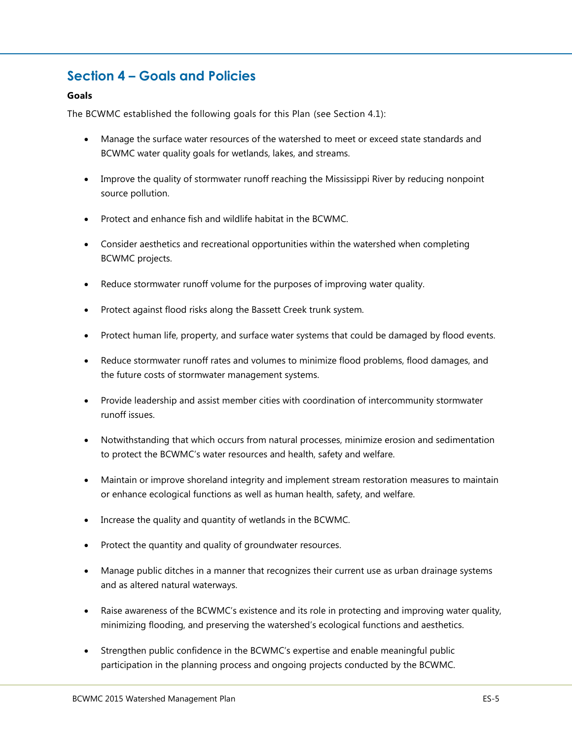## Section 4 – Goals and Policies

**Goals**

The BCWMC established the following goals for this Plan (see Section 4.1):

- Manage the surface water resources of the watershed to meet or exceed state standards and BCWMC water quality goals for wetlands, lakes, and streams.
- Improve the quality of stormwater runoff reaching the Mississippi River by reducing nonpoint source pollution.
- Protect and enhance fish and wildlife habitat in the BCWMC.
- Consider aesthetics and recreational opportunities within the watershed when completing BCWMC projects.
- Reduce stormwater runoff volume for the purposes of improving water quality.
- Protect against flood risks along the Bassett Creek trunk system.
- Protect human life, property, and surface water systems that could be damaged by flood events.
- Reduce stormwater runoff rates and volumes to minimize flood problems, flood damages, and the future costs of stormwater management systems.
- Provide leadership and assist member cities with coordination of intercommunity stormwater runoff issues.
- Notwithstanding that which occurs from natural processes, minimize erosion and sedimentation to protect the BCWMC's water resources and health, safety and welfare.
- Maintain or improve shoreland integrity and implement stream restoration measures to maintain or enhance ecological functions as well as human health, safety, and welfare.
- Increase the quality and quantity of wetlands in the BCWMC.
- Protect the quantity and quality of groundwater resources.
- Manage public ditches in a manner that recognizes their current use as urban drainage systems and as altered natural waterways.
- Raise awareness of the BCWMC's existence and its role in protecting and improving water quality, minimizing flooding, and preserving the watershed's ecological functions and aesthetics.
- Strengthen public confidence in the BCWMC's expertise and enable meaningful public participation in the planning process and ongoing projects conducted by the BCWMC.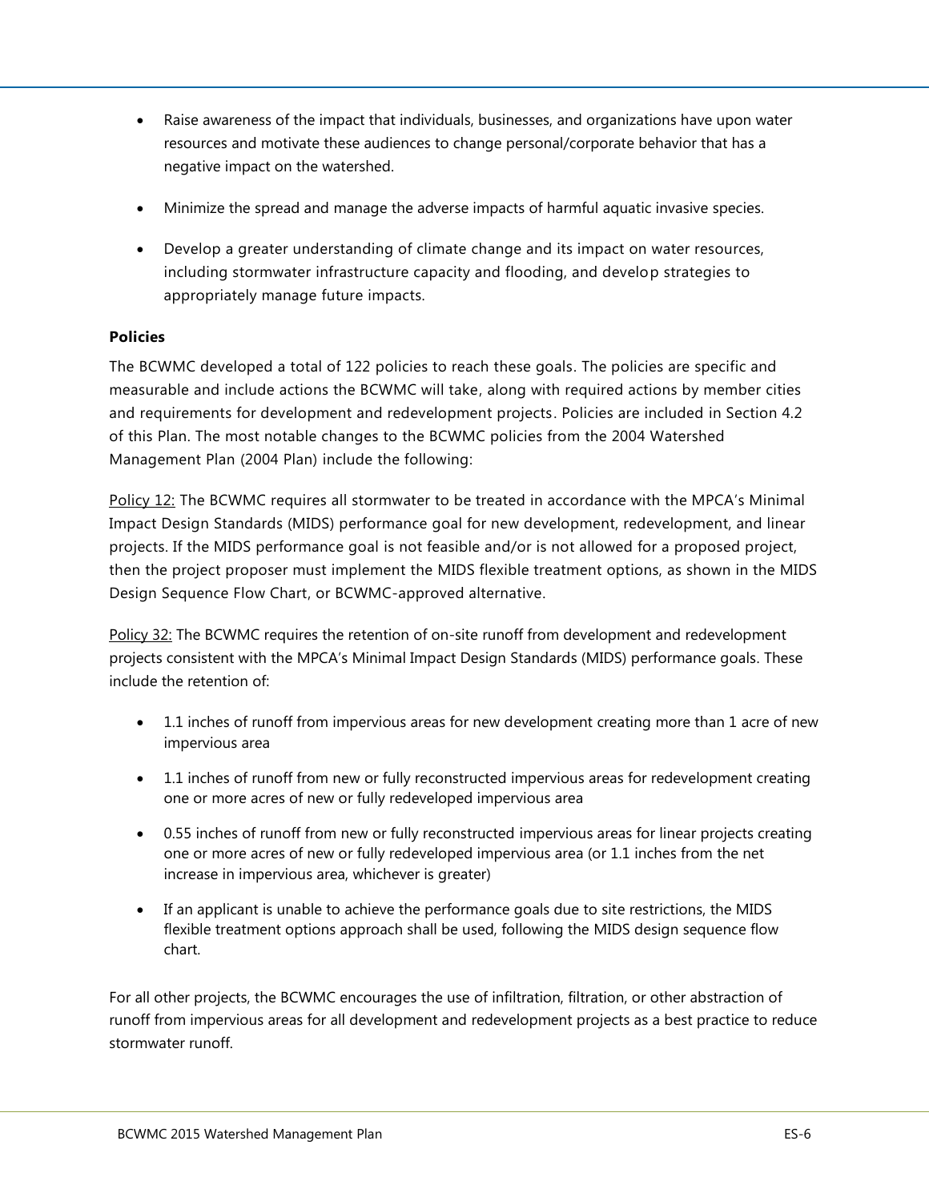- Raise awareness of the impact that individuals, businesses, and organizations have upon water resources and motivate these audiences to change personal/corporate behavior that has a negative impact on the watershed.
- Minimize the spread and manage the adverse impacts of harmful aquatic invasive species.
- Develop a greater understanding of climate change and its impact on water resources, including stormwater infrastructure capacity and flooding, and develop strategies to appropriately manage future impacts.

**Policies**

The BCWMC developed a total of 122 policies to reach these goals. The policies are specific and measurable and include actions the BCWMC will take, along with required actions by member cities and requirements for development and redevelopment projects. Policies are included in Section 4.2 of this Plan. The most notable changes to the BCWMC policies from the 2004 Watershed Management Plan (2004 Plan) include the following:

<u>Policy 12:</u> The BCWMC requires all stormwater to be treated in accordance with the MPCA's Minimal Impact Design Standards (MIDS) performance goal for new development, redevelopment, and linear projects. If the MIDS performance goal is not feasible and/or is not allowed for a proposed project, then the project proposer must implement the MIDS flexible treatment options, as shown in the MIDS Design Sequence Flow Chart, or BCWMC-approved alternative.

<u>Policy 32:</u> The BCWMC requires the retention of on-site runoff from development and redevelopment projects consistent with the MPCA's Minimal Impact Design Standards (MIDS) performance goals. These include the retention of:

- 1.1 inches of runoff from impervious areas for new development creating more than 1 acre of new impervious area
- 1.1 inches of runoff from new or fully reconstructed impervious areas for redevelopment creating one or more acres of new or fully redeveloped impervious area
- 0.55 inches of runoff from new or fully reconstructed impervious areas for linear projects creating one or more acres of new or fully redeveloped impervious area (or 1.1 inches from the net increase in impervious area, whichever is greater)
- If an applicant is unable to achieve the performance goals due to site restrictions, the MIDS flexible treatment options approach shall be used, following the MIDS design sequence flow chart.

For all other projects, the BCWMC encourages the use of infiltration, filtration, or other abstraction of runoff from impervious areas for all development and redevelopment projects as a best practice to reduce stormwater runoff.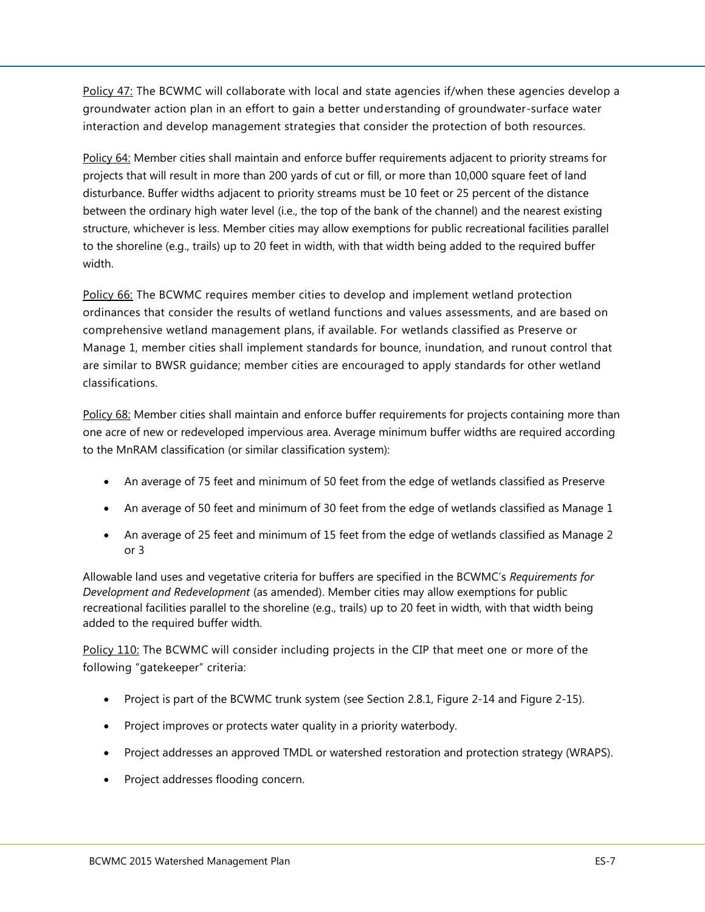Policy 47: The BCWMC will collaborate with local and state agencies if/when these agencies develop a groundwater action plan in an effort to gain a better understanding of groundwater-surface water interaction and develop management strategies that consider the protection of both resources.

Policy 64: Member cities shall maintain and enforce buffer requirements adjacent to priority streams for projects that will result in more than 200 yards of cut or fill, or more than 10,000 square feet of land disturbance. Buffer widths adjacent to priority streams must be 10 feet or 25 percent of the distance between the ordinary high water level (i.e., the top of the bank of the channel) and the nearest existing structure, whichever is less. Member cities may allow exemptions for public recreational facilities parallel to the shoreline (e.g., trails) up to 20 feet in width, with that width being added to the required buffer width.

Policy 66: The BCWMC requires member cities to develop and implement wetland protection ordinances that consider the results of wetland functions and values assessments, and are based on comprehensive wetland management plans, if available. For wetlands classified as Preserve or Manage 1, member cities shall implement standards for bounce, inundation, and runout control that are similar to BWSR guidance; member cities are encouraged to apply standards for other wetland classifications.

Policy 68: Member cities shall maintain and enforce buffer requirements for projects containing more than one acre of new or redeveloped impervious area. Average minimum buffer widths are required according to the MnRAM classification (or similar classification system):

- An average of 75 feet and minimum of 50 feet from the edge of wetlands classified as Preserve
- An average of 50 feet and minimum of 30 feet from the edge of wetlands classified as Manage 1
- An average of 25 feet and minimum of 15 feet from the edge of wetlands classified as Manage 2 or 3

Allowable land uses and vegetative criteria for buffers are specified in the BCWMC's *Requirements for Development and Redevelopment* (as amended). Member cities may allow exemptions for public recreational facilities parallel to the shoreline (e.g., trails) up to 20 feet in width, with that width being added to the required buffer width.

Policy 110: The BCWMC will consider including projects in the CIP that meet one or more of the following "gatekeeper" criteria:

- Project is part of the BCWMC trunk system (see Section 2.8.1, Figure 2-14 and Figure 2-15).
- Project improves or protects water quality in a priority waterbody.
- Project addresses an approved TMDL or watershed restoration and protection strategy (WRAPS).
- Project addresses flooding concern.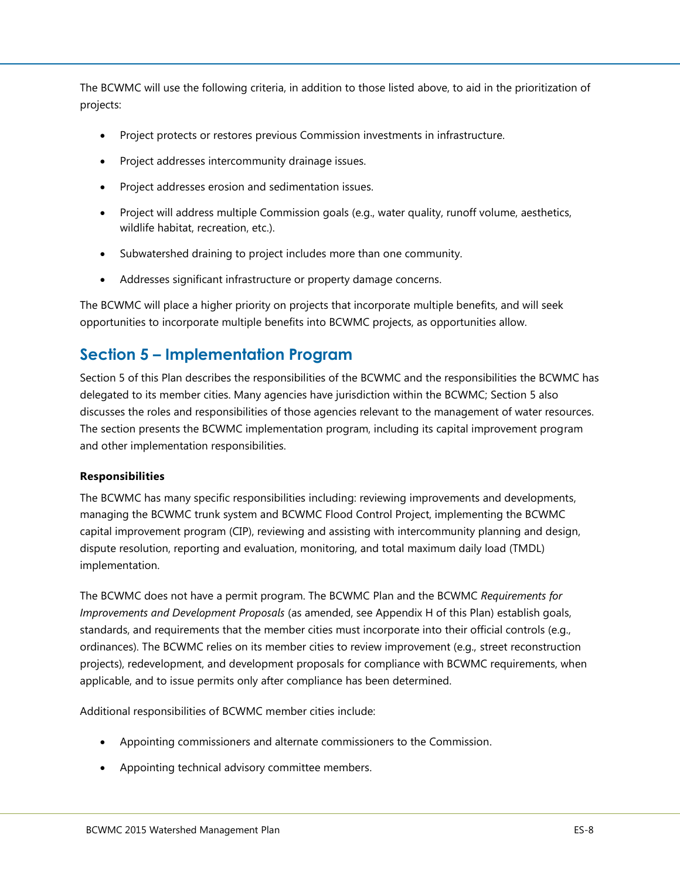The BCWMC will use the following criteria, in addition to those listed above, to aid in the prioritization of projects:

- Project protects or restores previous Commission investments in infrastructure.
- Project addresses intercommunity drainage issues.
- Project addresses erosion and sedimentation issues.
- Project will address multiple Commission goals (e.g., water quality, runoff volume, aesthetics, wildlife habitat, recreation, etc.).
- Subwatershed draining to project includes more than one community.
- Addresses significant infrastructure or property damage concerns.

The BCWMC will place a higher priority on projects that incorporate multiple benefits, and will seek opportunities to incorporate multiple benefits into BCWMC projects, as opportunities allow.

## Section 5 – Implementation Program

Section 5 of this Plan describes the responsibilities of the BCWMC and the responsibilities the BCWMC has delegated to its member cities. Many agencies have jurisdiction within the BCWMC; Section 5 also discusses the roles and responsibilities of those agencies relevant to the management of water resources. The section presents the BCWMC implementation program, including its capital improvement program and other implementation responsibilities.

**Responsibilities**

The BCWMC has many specific responsibilities including: reviewing improvements and developments, managing the BCWMC trunk system and BCWMC Flood Control Project, implementing the BCWMC capital improvement program (CIP), reviewing and assisting with intercommunity planning and design, dispute resolution, reporting and evaluation, monitoring, and total maximum daily load (TMDL) implementation.

The BCWMC does not have a permit program. The BCWMC Plan and the BCWMC *Requirements for Improvements and Development Proposals* (as amended, see Appendix H of this Plan) establish goals, standards, and requirements that the member cities must incorporate into their official controls (e.g., ordinances). The BCWMC relies on its member cities to review improvement (e.g., street reconstruction projects), redevelopment, and development proposals for compliance with BCWMC requirements, when applicable, and to issue permits only after compliance has been determined.

Additional responsibilities of BCWMC member cities include:

- Appointing commissioners and alternate commissioners to the Commission.
- Appointing technical advisory committee members.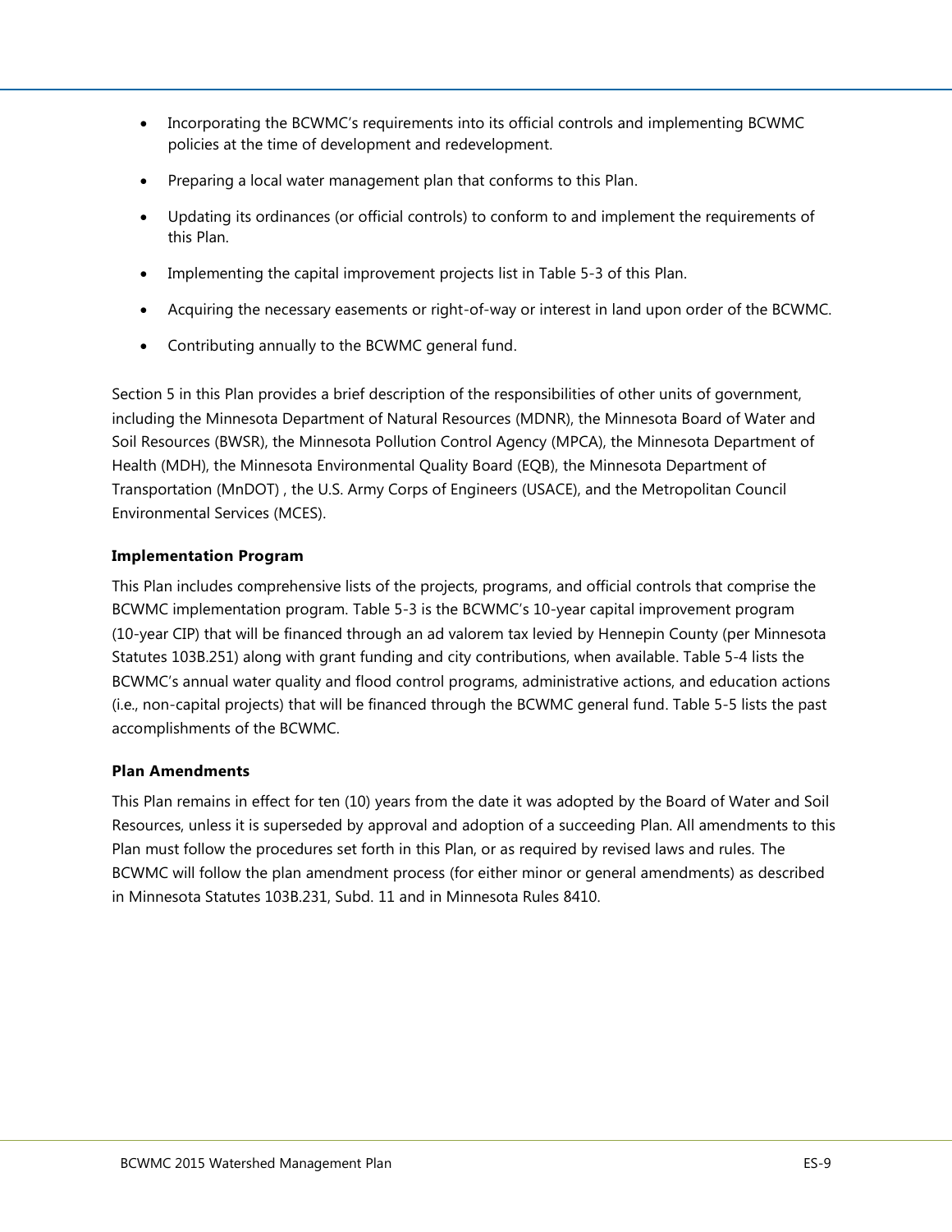- Incorporating the BCWMC's requirements into its official controls and implementing BCWMC policies at the time of development and redevelopment.
- Preparing a local water management plan that conforms to this Plan.
- Updating its ordinances (or official controls) to conform to and implement the requirements of this Plan.
- Implementing the capital improvement projects list in Table 5-3 of this Plan.
- Acquiring the necessary easements or right-of-way or interest in land upon order of the BCWMC.
- Contributing annually to the BCWMC general fund.

Section 5 in this Plan provides a brief description of the responsibilities of other units of government, including the Minnesota Department of Natural Resources (MDNR), the Minnesota Board of Water and Soil Resources (BWSR), the Minnesota Pollution Control Agency (MPCA), the Minnesota Department of Health (MDH), the Minnesota Environmental Quality Board (EQB), the Minnesota Department of Transportation (MnDOT) , the U.S. Army Corps of Engineers (USACE), and the Metropolitan Council Environmental Services (MCES).

**Implementation Program**

This Plan includes comprehensive lists of the projects, programs, and official controls that comprise the BCWMC implementation program. Table 5-3 is the BCWMC's 10-year capital improvement program (10-year CIP) that will be financed through an ad valorem tax levied by Hennepin County (per Minnesota Statutes 103B.251) along with grant funding and city contributions, when available. Table 5-4 lists the BCWMC's annual water quality and flood control programs, administrative actions, and education actions (i.e., non-capital projects) that will be financed through the BCWMC general fund. Table 5-5 lists the past accomplishments of the BCWMC.

**Plan Amendments**

This Plan remains in effect for ten (10) years from the date it was adopted by the Board of Water and Soil Resources, unless it is superseded by approval and adoption of a succeeding Plan. All amendments to this Plan must follow the procedures set forth in this Plan, or as required by revised laws and rules. The BCWMC will follow the plan amendment process (for either minor or general amendments) as described in Minnesota Statutes 103B.231, Subd. 11 and in Minnesota Rules 8410.